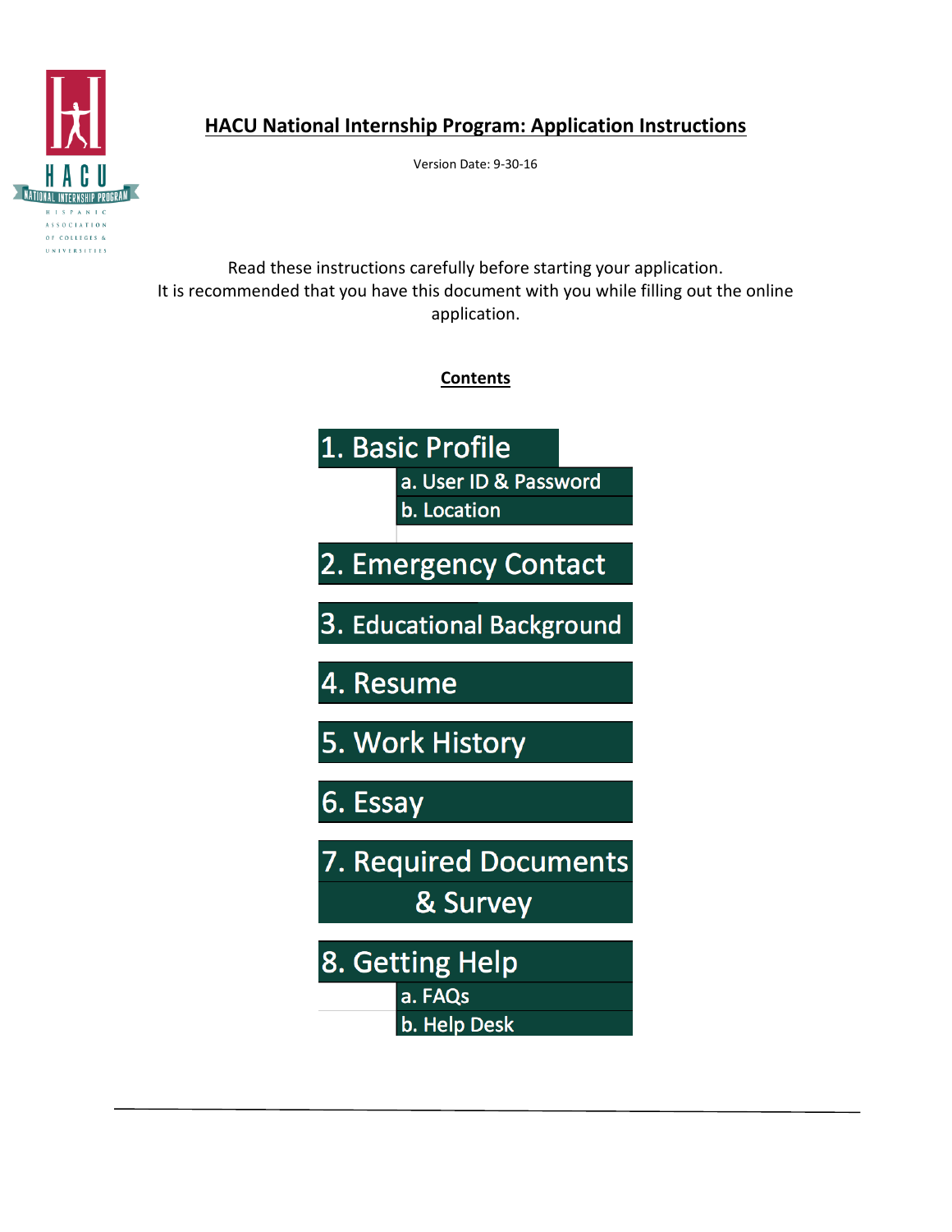# HACU National Internship Program: Application Instructions

Version Date: 9-30-16

Read these instructions carefully before starting your application.
It is recommended that you have this document with you while filling out the online application.

## Contents

1. Basic Profile
   a. User ID & Password
   b. Location
2. Emergency Contact
3. Educational Background
4. Resume
5. Work History
6. Essay
7. Required Documents & Survey
8. Getting Help
   a. FAQs
   b. Help Desk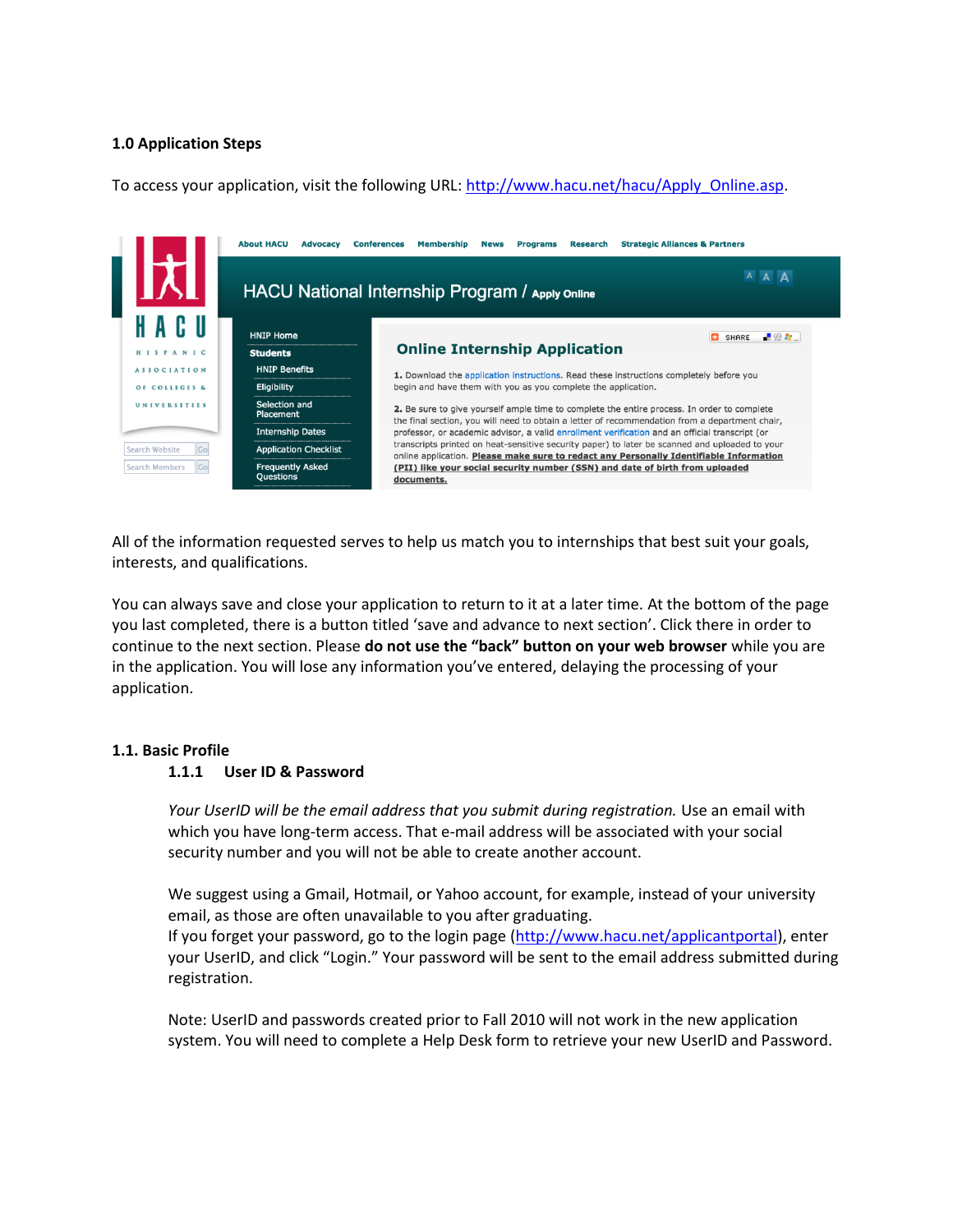### 1.0 Application Steps

To access your application, visit the following URL: [http://www.hacu.net/hacu/Apply_Online.asp](http://www.hacu.net/hacu/Apply_Online.asp).

All of the information requested serves to help us match you to internships that best suit your goals, interests, and qualifications.

You can always save and close your application to return to it at a later time. At the bottom of the page you last completed, there is a button titled 'save and advance to next section'. Click there in order to continue to the next section. Please **do not use the "back" button on your web browser** while you are in the application. You will lose any information you've entered, delaying the processing of your application.

### 1.1. Basic Profile

#### 1.1.1 User ID & Password

*Your UserID will be the email address that you submit during registration.* Use an email with which you have long-term access. That e-mail address will be associated with your social security number and you will not be able to create another account.

We suggest using a Gmail, Hotmail, or Yahoo account, for example, instead of your university email, as those are often unavailable to you after graduating.
If you forget your password, go to the login page ([http://www.hacu.net/applicantportal](http://www.hacu.net/applicantportal)), enter your UserID, and click "Login." Your password will be sent to the email address submitted during registration.

Note: UserID and passwords created prior to Fall 2010 will not work in the new application system. You will need to complete a Help Desk form to retrieve your new UserID and Password.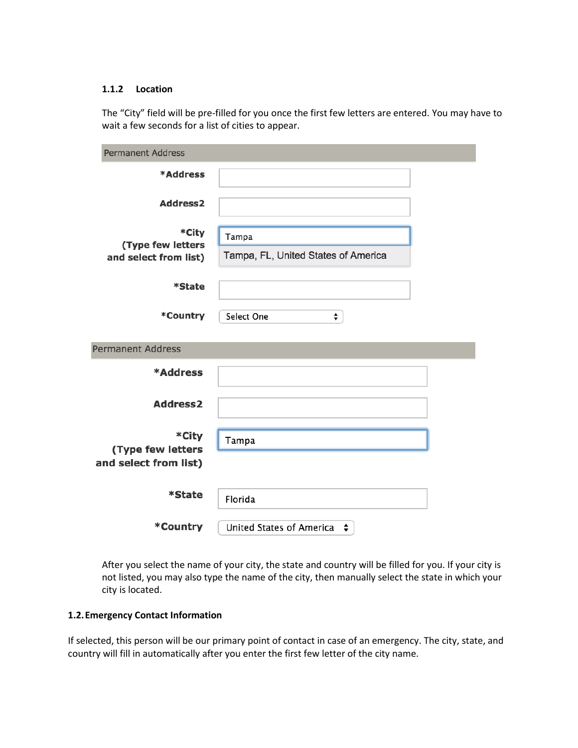### 1.1.2 Location

The "City" field will be pre-filled for you once the first few letters are entered. You may have to wait a few seconds for a list of cities to appear.

**Permanent Address**

| | |
|---|---|
| ***Address** | |
| **Address2** | |
| ***City (Type few letters and select from list)** | Tampa<br>Tampa, FL, United States of America |
| ***State** | |
| ***Country** | Select One |

**Permanent Address**

| | |
|---|---|
| ***Address** | |
| **Address2** | |
| ***City (Type few letters and select from list)** | Tampa |
| ***State** | Florida |
| ***Country** | United States of America |

After you select the name of your city, the state and country will be filled for you. If your city is not listed, you may also type the name of the city, then manually select the state in which your city is located.

## 1.2. Emergency Contact Information

If selected, this person will be our primary point of contact in case of an emergency. The city, state, and country will fill in automatically after you enter the first few letter of the city name.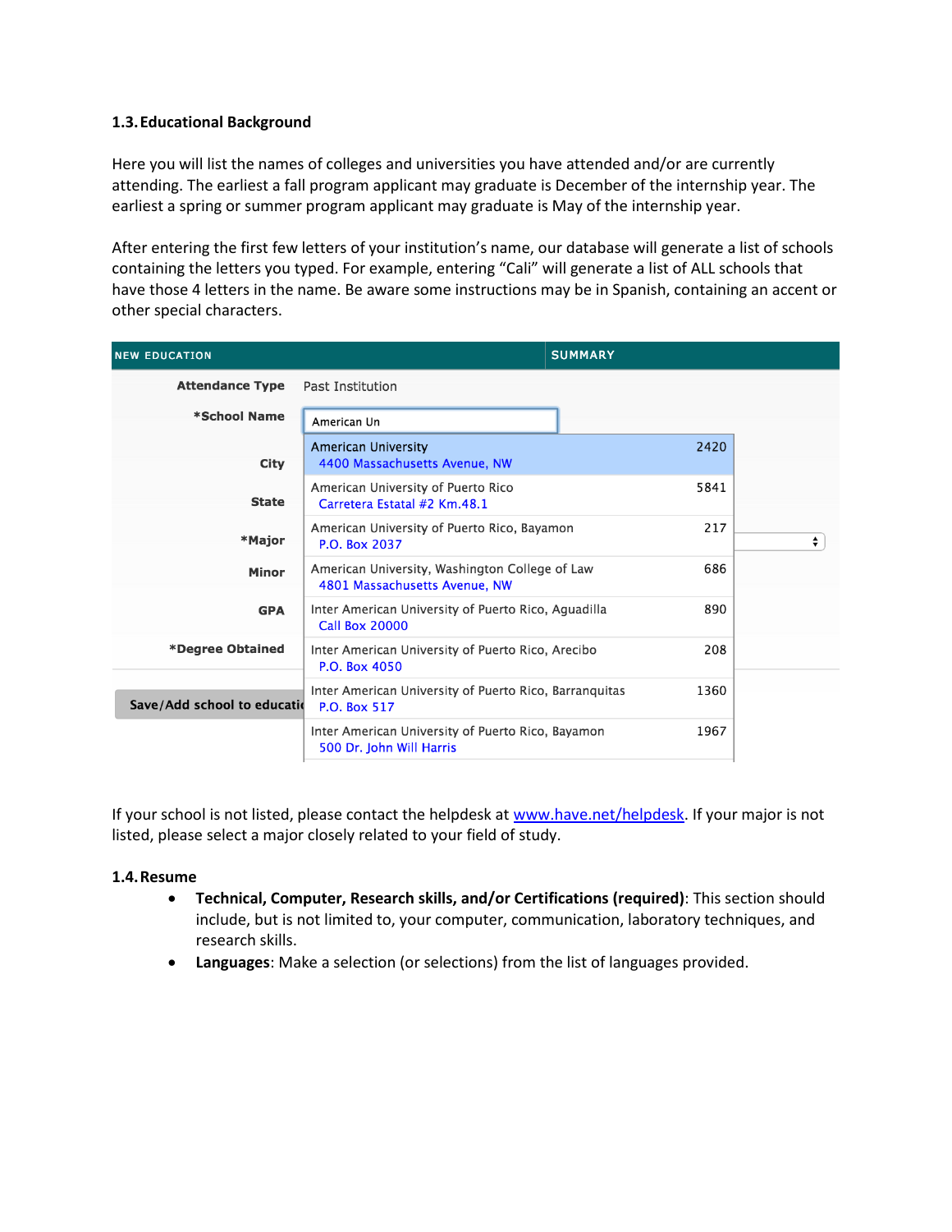### 1.3. Educational Background

Here you will list the names of colleges and universities you have attended and/or are currently attending. The earliest a fall program applicant may graduate is December of the internship year. The earliest a spring or summer program applicant may graduate is May of the internship year.

After entering the first few letters of your institution's name, our database will generate a list of schools containing the letters you typed. For example, entering "Cali" will generate a list of ALL schools that have those 4 letters in the name. Be aware some instructions may be in Spanish, containing an accent or other special characters.

| NEW EDUCATION | | SUMMARY |
|---|---|---|
| Attendance Type | Past Institution | |
| *School Name | American Un | |
| City | | |
| State | | |
| *Major | | |
| Minor | | |
| GPA | | |
| *Degree Obtained | | |

Save/Add school to educati

| School | ID |
|---|---|
| American University<br>4400 Massachusetts Avenue, NW | 2420 |
| American University of Puerto Rico<br>Carretera Estatal #2 Km.48.1 | 5841 |
| American University of Puerto Rico, Bayamon<br>P.O. Box 2037 | 217 |
| American University, Washington College of Law<br>4801 Massachusetts Avenue, NW | 686 |
| Inter American University of Puerto Rico, Aguadilla<br>Call Box 20000 | 890 |
| Inter American University of Puerto Rico, Arecibo<br>P.O. Box 4050 | 208 |
| Inter American University of Puerto Rico, Barranquitas<br>P.O. Box 517 | 1360 |
| Inter American University of Puerto Rico, Bayamon<br>500 Dr. John Will Harris | 1967 |

If your school is not listed, please contact the helpdesk at [www.have.net/helpdesk](http://www.have.net/helpdesk). If your major is not listed, please select a major closely related to your field of study.

### 1.4. Resume

- **Technical, Computer, Research skills, and/or Certifications (required)**: This section should include, but is not limited to, your computer, communication, laboratory techniques, and research skills.
- **Languages**: Make a selection (or selections) from the list of languages provided.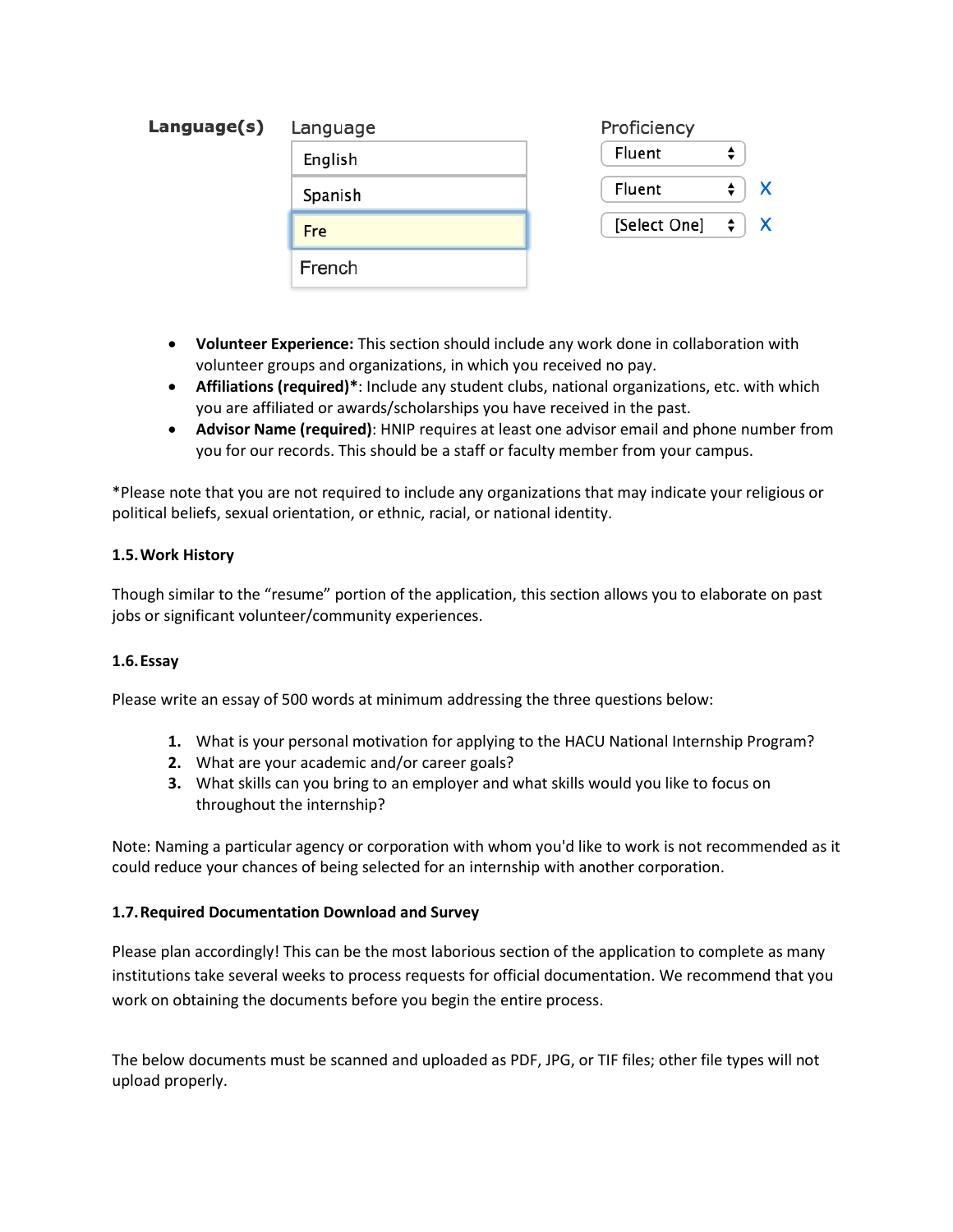**Language(s)**

| Language | Proficiency |
| --- | --- |
| English | Fluent |
| Spanish | Fluent X |
| Fre | [Select One] X |
| French | |

- **Volunteer Experience:** This section should include any work done in collaboration with volunteer groups and organizations, in which you received no pay.
- **Affiliations (required)***: Include any student clubs, national organizations, etc. with which you are affiliated or awards/scholarships you have received in the past.
- **Advisor Name (required)**: HNIP requires at least one advisor email and phone number from you for our records. This should be a staff or faculty member from your campus.

*Please note that you are not required to include any organizations that may indicate your religious or political beliefs, sexual orientation, or ethnic, racial, or national identity.

#### 1.5. Work History

Though similar to the "resume" portion of the application, this section allows you to elaborate on past jobs or significant volunteer/community experiences.

#### 1.6. Essay

Please write an essay of 500 words at minimum addressing the three questions below:

1. What is your personal motivation for applying to the HACU National Internship Program?
2. What are your academic and/or career goals?
3. What skills can you bring to an employer and what skills would you like to focus on throughout the internship?

Note: Naming a particular agency or corporation with whom you'd like to work is not recommended as it could reduce your chances of being selected for an internship with another corporation.

#### 1.7. Required Documentation Download and Survey

Please plan accordingly! This can be the most laborious section of the application to complete as many institutions take several weeks to process requests for official documentation. We recommend that you work on obtaining the documents before you begin the entire process.

The below documents must be scanned and uploaded as PDF, JPG, or TIF files; other file types will not upload properly.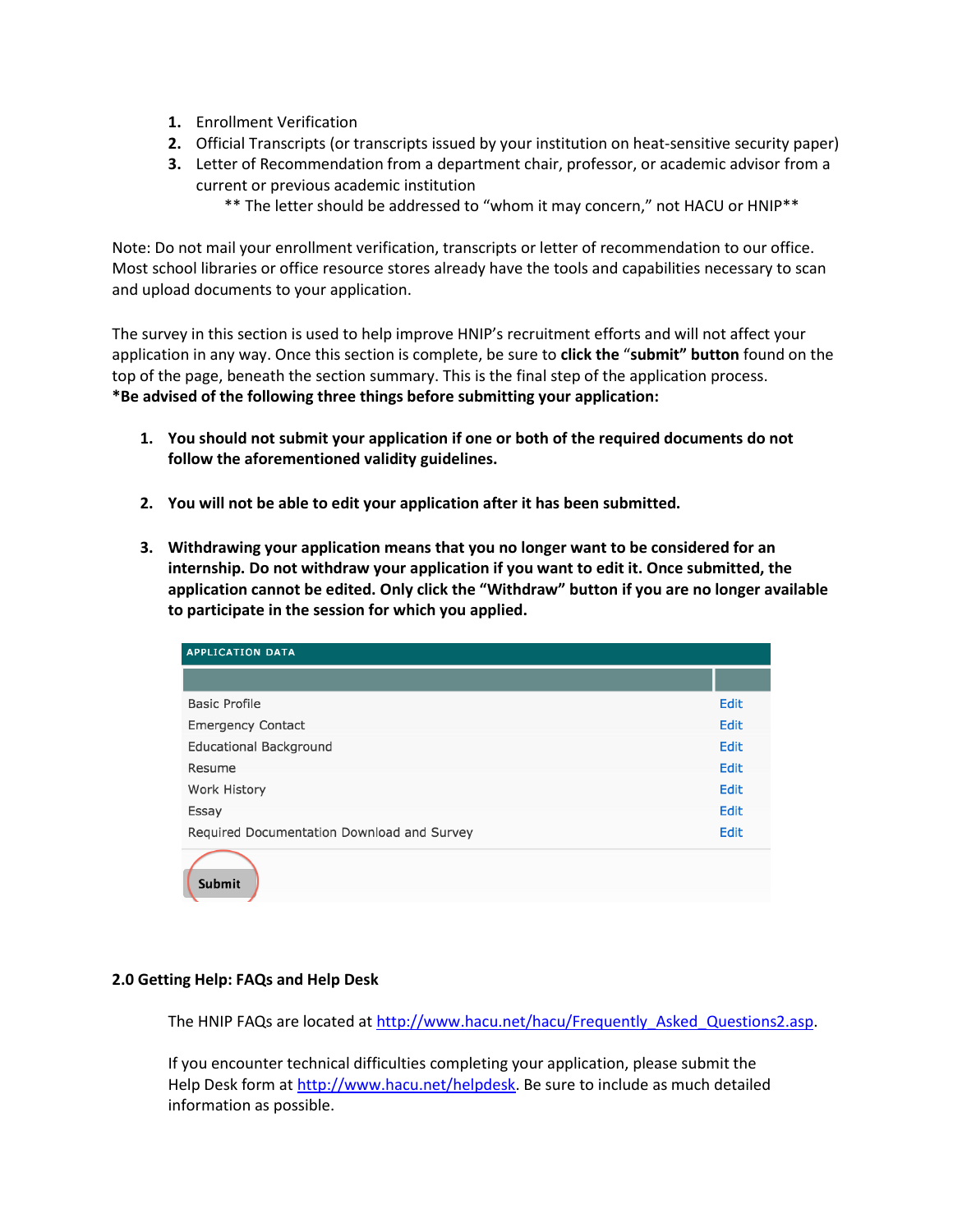1. Enrollment Verification
2. Official Transcripts (or transcripts issued by your institution on heat-sensitive security paper)
3. Letter of Recommendation from a department chair, professor, or academic advisor from a current or previous academic institution

   ** The letter should be addressed to "whom it may concern," not HACU or HNIP**

Note: Do not mail your enrollment verification, transcripts or letter of recommendation to our office. Most school libraries or office resource stores already have the tools and capabilities necessary to scan and upload documents to your application.

The survey in this section is used to help improve HNIP's recruitment efforts and will not affect your application in any way. Once this section is complete, be sure to **click the "submit" button** found on the top of the page, beneath the section summary. This is the final step of the application process.
***Be advised of the following three things before submitting your application:**

1. **You should not submit your application if one or both of the required documents do not follow the aforementioned validity guidelines.**

2. **You will not be able to edit your application after it has been submitted.**

3. **Withdrawing your application means that you no longer want to be considered for an internship. Do not withdraw your application if you want to edit it. Once submitted, the application cannot be edited. Only click the "Withdraw" button if you are no longer available to participate in the session for which you applied.**

| APPLICATION DATA | |
|---|---|
| Basic Profile | Edit |
| Emergency Contact | Edit |
| Educational Background | Edit |
| Resume | Edit |
| Work History | Edit |
| Essay | Edit |
| Required Documentation Download and Survey | Edit |
| Submit | |

## 2.0 Getting Help: FAQs and Help Desk

The HNIP FAQs are located at http://www.hacu.net/hacu/Frequently_Asked_Questions2.asp.

If you encounter technical difficulties completing your application, please submit the Help Desk form at http://www.hacu.net/helpdesk. Be sure to include as much detailed information as possible.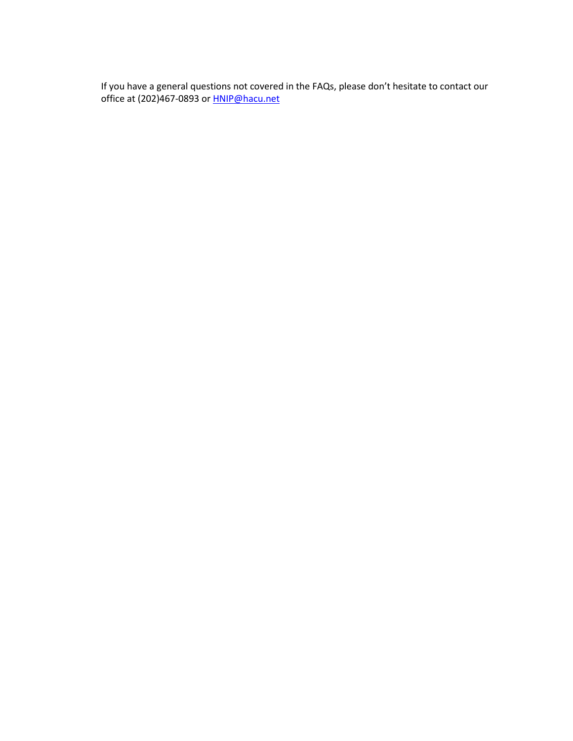If you have a general questions not covered in the FAQs, please don't hesitate to contact our office at (202)467-0893 or [HNIP@hacu.net](mailto:HNIP@hacu.net)